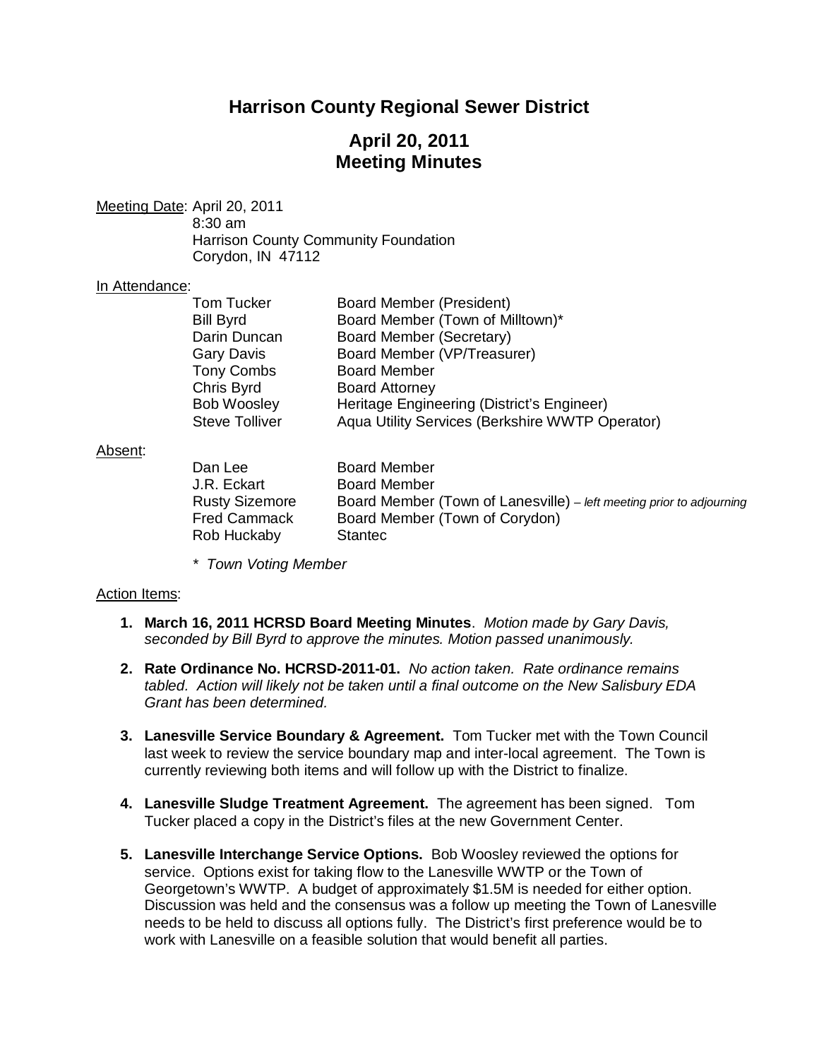# Harrison County Regional Sewer District

## April 20, 2011
## Meeting Minutes

Meeting Date: April 20, 2011
8:30 am
Harrison County Community Foundation
Corydon, IN 47112

In Attendance:

| | |
|---|---|
| Tom Tucker | Board Member (President) |
| Bill Byrd | Board Member (Town of Milltown)* |
| Darin Duncan | Board Member (Secretary) |
| Gary Davis | Board Member (VP/Treasurer) |
| Tony Combs | Board Member |
| Chris Byrd | Board Attorney |
| Bob Woosley | Heritage Engineering (District's Engineer) |
| Steve Tolliver | Aqua Utility Services (Berkshire WWTP Operator) |

Absent:

| | |
|---|---|
| Dan Lee | Board Member |
| J.R. Eckart | Board Member |
| Rusty Sizemore | Board Member (Town of Lanesville) – *left meeting prior to adjourning* |
| Fred Cammack | Board Member (Town of Corydon) |
| Rob Huckaby | Stantec |

\* *Town Voting Member*

Action Items:

1. **March 16, 2011 HCRSD Board Meeting Minutes**. *Motion made by Gary Davis, seconded by Bill Byrd to approve the minutes. Motion passed unanimously.*

2. **Rate Ordinance No. HCRSD-2011-01.** *No action taken. Rate ordinance remains tabled. Action will likely not be taken until a final outcome on the New Salisbury EDA Grant has been determined.*

3. **Lanesville Service Boundary & Agreement.** Tom Tucker met with the Town Council last week to review the service boundary map and inter-local agreement. The Town is currently reviewing both items and will follow up with the District to finalize.

4. **Lanesville Sludge Treatment Agreement.** The agreement has been signed. Tom Tucker placed a copy in the District's files at the new Government Center.

5. **Lanesville Interchange Service Options.** Bob Woosley reviewed the options for service. Options exist for taking flow to the Lanesville WWTP or the Town of Georgetown's WWTP. A budget of approximately $1.5M is needed for either option. Discussion was held and the consensus was a follow up meeting the Town of Lanesville needs to be held to discuss all options fully. The District's first preference would be to work with Lanesville on a feasible solution that would benefit all parties.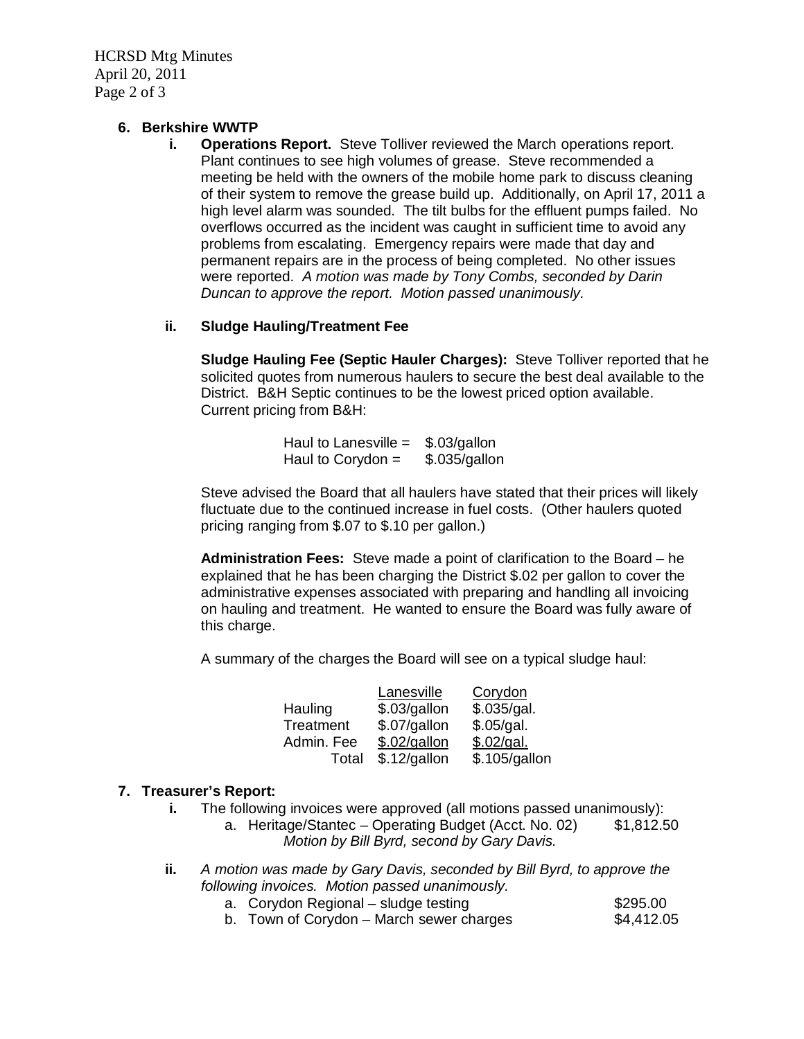## 6. Berkshire WWTP

**i. Operations Report.** Steve Tolliver reviewed the March operations report. Plant continues to see high volumes of grease. Steve recommended a meeting be held with the owners of the mobile home park to discuss cleaning of their system to remove the grease build up. Additionally, on April 17, 2011 a high level alarm was sounded. The tilt bulbs for the effluent pumps failed. No overflows occurred as the incident was caught in sufficient time to avoid any problems from escalating. Emergency repairs were made that day and permanent repairs are in the process of being completed. No other issues were reported. *A motion was made by Tony Combs, seconded by Darin Duncan to approve the report. Motion passed unanimously.*

**ii. Sludge Hauling/Treatment Fee**

**Sludge Hauling Fee (Septic Hauler Charges):** Steve Tolliver reported that he solicited quotes from numerous haulers to secure the best deal available to the District. B&H Septic continues to be the lowest priced option available. Current pricing from B&H:

Haul to Lanesville = $.03/gallon
Haul to Corydon = $.035/gallon

Steve advised the Board that all haulers have stated that their prices will likely fluctuate due to the continued increase in fuel costs. (Other haulers quoted pricing ranging from $.07 to $.10 per gallon.)

**Administration Fees:** Steve made a point of clarification to the Board – he explained that he has been charging the District $.02 per gallon to cover the administrative expenses associated with preparing and handling all invoicing on hauling and treatment. He wanted to ensure the Board was fully aware of this charge.

A summary of the charges the Board will see on a typical sludge haul:

| | Lanesville | Corydon |
|---|---|---|
| Hauling | $.03/gallon | $.035/gal. |
| Treatment | $.07/gallon | $.05/gal. |
| Admin. Fee | $.02/gallon | $.02/gal. |
| Total | $.12/gallon | $.105/gallon |

## 7. Treasurer's Report:

**i.** The following invoices were approved (all motions passed unanimously):

a. Heritage/Stantec – Operating Budget (Acct. No. 02) $1,812.50
*Motion by Bill Byrd, second by Gary Davis.*

**ii.** *A motion was made by Gary Davis, seconded by Bill Byrd, to approve the following invoices. Motion passed unanimously.*

a. Corydon Regional – sludge testing $295.00
b. Town of Corydon – March sewer charges $4,412.05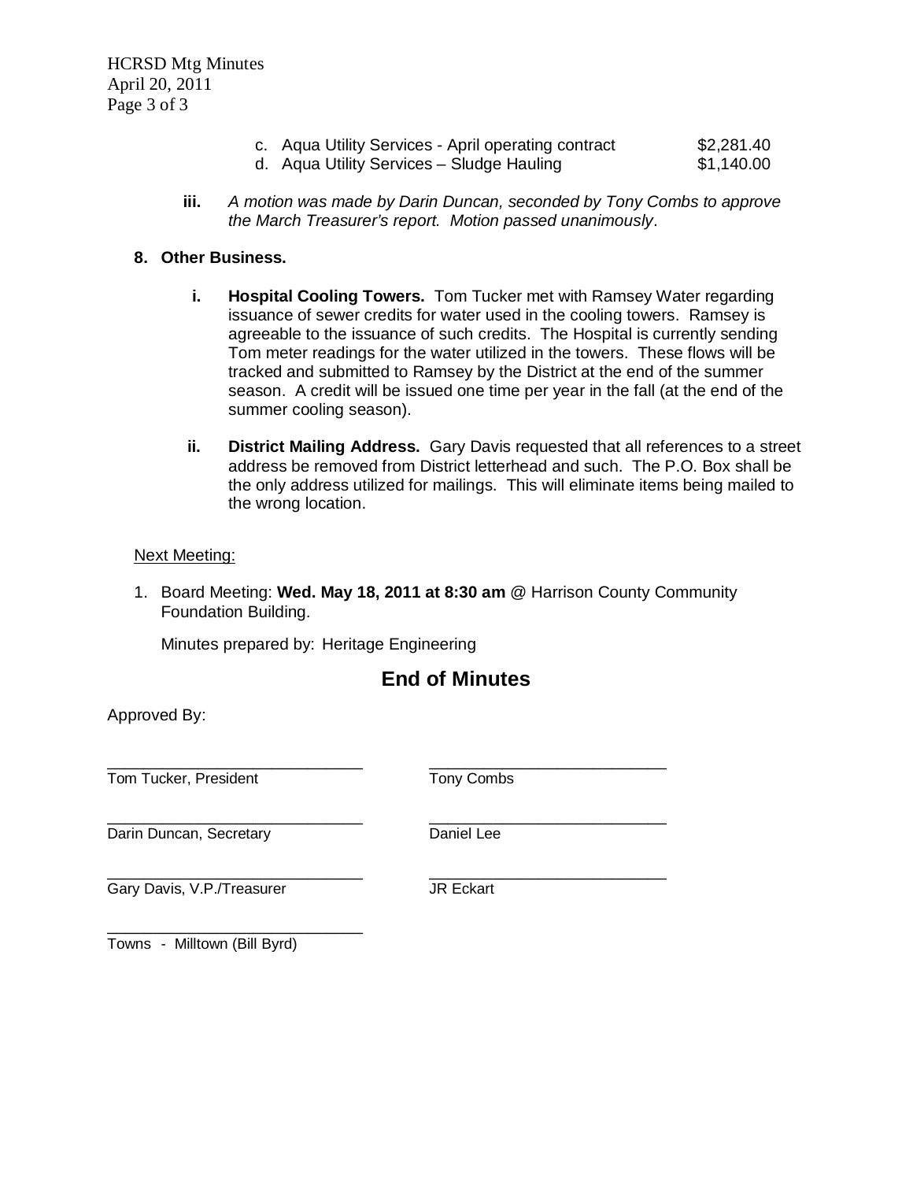c. Aqua Utility Services - April operating contract $2,281.40
d. Aqua Utility Services – Sludge Hauling $1,140.00

**iii.** *A motion was made by Darin Duncan, seconded by Tony Combs to approve the March Treasurer's report. Motion passed unanimously*.

**8. Other Business.**

**i. Hospital Cooling Towers.** Tom Tucker met with Ramsey Water regarding issuance of sewer credits for water used in the cooling towers. Ramsey is agreeable to the issuance of such credits. The Hospital is currently sending Tom meter readings for the water utilized in the towers. These flows will be tracked and submitted to Ramsey by the District at the end of the summer season. A credit will be issued one time per year in the fall (at the end of the summer cooling season).

**ii. District Mailing Address.** Gary Davis requested that all references to a street address be removed from District letterhead and such. The P.O. Box shall be the only address utilized for mailings. This will eliminate items being mailed to the wrong location.

Next Meeting:

1. Board Meeting: **Wed. May 18, 2011 at 8:30 am** @ Harrison County Community Foundation Building.

Minutes prepared by: Heritage Engineering

## End of Minutes

Approved By:

| | |
|---|---|
| \_\_\_\_\_\_\_\_\_\_\_\_\_\_\_\_\_\_\_\_\_\_\_\_\_\_\_\_ Tom Tucker, President | \_\_\_\_\_\_\_\_\_\_\_\_\_\_\_\_\_\_\_\_\_\_\_\_\_\_\_\_ Tony Combs |
| \_\_\_\_\_\_\_\_\_\_\_\_\_\_\_\_\_\_\_\_\_\_\_\_\_\_\_\_ Darin Duncan, Secretary | \_\_\_\_\_\_\_\_\_\_\_\_\_\_\_\_\_\_\_\_\_\_\_\_\_\_\_\_ Daniel Lee |
| \_\_\_\_\_\_\_\_\_\_\_\_\_\_\_\_\_\_\_\_\_\_\_\_\_\_\_\_ Gary Davis, V.P./Treasurer | \_\_\_\_\_\_\_\_\_\_\_\_\_\_\_\_\_\_\_\_\_\_\_\_\_\_\_\_ JR Eckart |
| \_\_\_\_\_\_\_\_\_\_\_\_\_\_\_\_\_\_\_\_\_\_\_\_\_\_\_\_ Towns - Milltown (Bill Byrd) | |